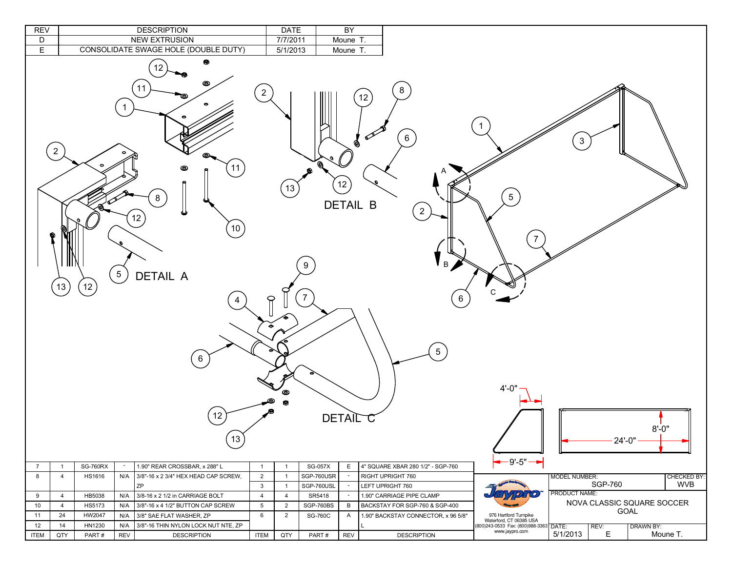| REV | DESCRIPTION | DATE | BY |
|---|---|---|---|
| D | NEW EXTRUSION | 7/7/2011 | Moune T. |
| E | CONSOLIDATE SWAGE HOLE (DOUBLE DUTY) | 5/1/2013 | Moune T. |

DETAIL A

DETAIL B

DETAIL C

4'-0"

9'-5"

8'-0"

24'-0"

| ITEM | QTY | PART # | REV | DESCRIPTION | ITEM | QTY | PART # | REV | DESCRIPTION |
|---|---|---|---|---|---|---|---|---|---|
| 7 | 1 | SG-760RX | - | 1.90" REAR CROSSBAR, x 288" L | 1 | 1 | SG-057X | E | 4" SQUARE XBAR 280 1/2" - SGP-760 |
| 8 | 4 | HS1616 | N/A | 3/8"-16 x 2 3/4" HEX HEAD CAP SCREW, ZP | 2 | 1 | SGP-760USR | - | RIGHT UPRIGHT 760 |
| | | | | | 3 | 1 | SGP-760USL | - | LEFT UPRIGHT 760 |
| 9 | 4 | HB5038 | N/A | 3/8-16 x 2 1/2 in CARRIAGE BOLT | 4 | 4 | SR5418 | - | 1.90" CARRIAGE PIPE CLAMP |
| 10 | 4 | HS5173 | N/A | 3/8"-16 x 4 1/2" BUTTON CAP SCREW | 5 | 2 | SGP-760BS | B | BACKSTAY FOR SGP-760 & SGP-400 |
| 11 | 24 | HW2047 | N/A | 3/8" SAE FLAT WASHER, ZP | 6 | 2 | SG-760C | A | 1.90" BACKSTAY CONNECTOR, x 96 5/8" L |
| 12 | 14 | HN1230 | N/A | 3/8"-16 THIN NYLON LOCK NUT NTE, ZP | | | | | |

Jaypro

976 Hartford Turnpike
Waterford, CT 06385 USA
(800)243-0533 Fax: (800)988-3363
www.jaypro.com

| MODEL NUMBER: | | CHECKED BY: |
|---|---|---|
| SGP-760 | | WVB |
| PRODUCT NAME: NOVA CLASSIC SQUARE SOCCER GOAL | | |
| DATE: 5/1/2013 | REV: E | DRAWN BY: Moune T. |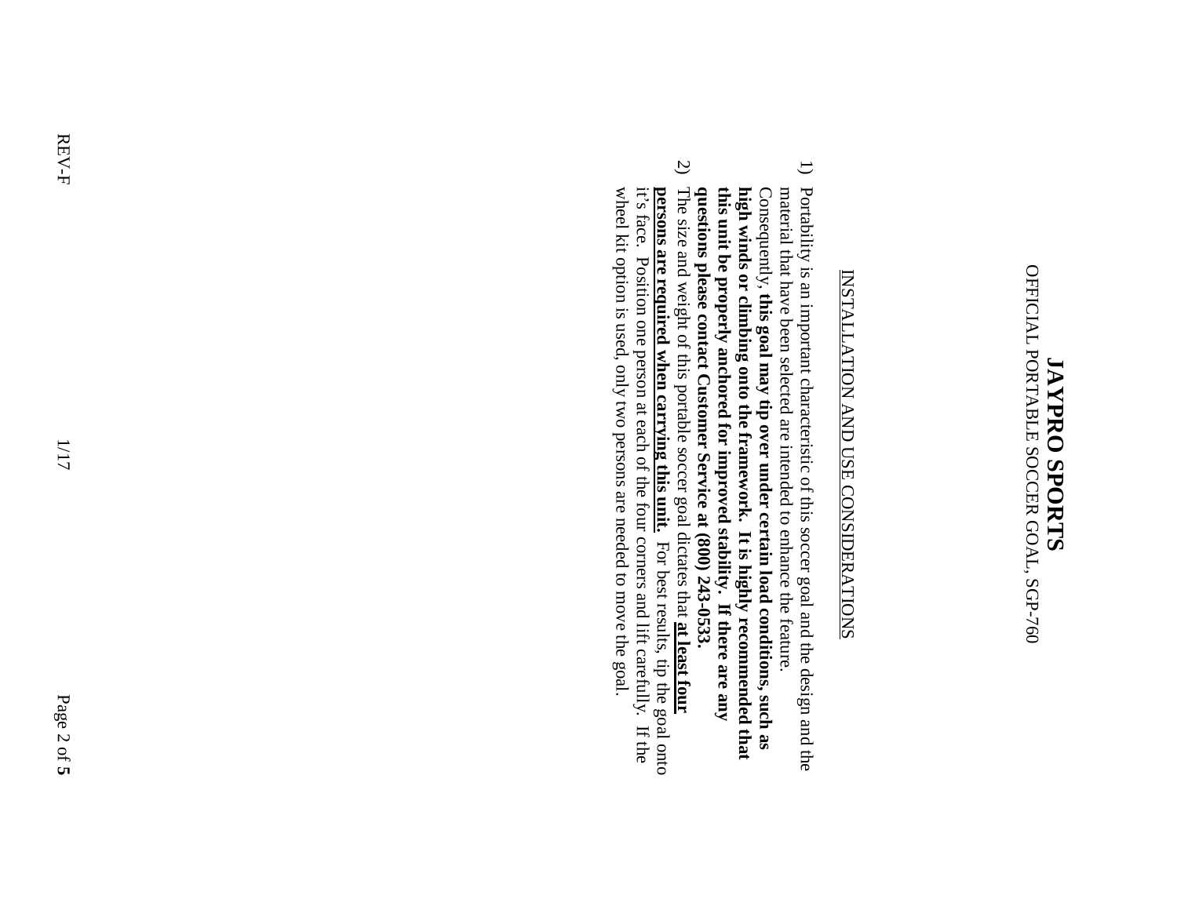# JAYPRO SPORTS

OFFICIAL PORTABLE SOCCER GOAL, SGP-760

INSTALLATION AND USE CONSIDERATIONS

1) Portability is an important characteristic of this soccer goal and the design and the material that have been selected are intended to enhance the feature. Consequently, **this goal may tip over under certain load conditions, such as high winds or climbing onto the framework. It is highly recommended that this unit be properly anchored for improved stability. If there are any questions please contact Customer Service at (800) 243-0533.**
2) The size and weight of this portable soccer goal dictates that **at least four persons are required when carrying this unit.** For best results, tip the goal onto it's face. Position one person at each of the four corners and lift carefully. If the wheel kit option is used, only two persons are needed to move the goal.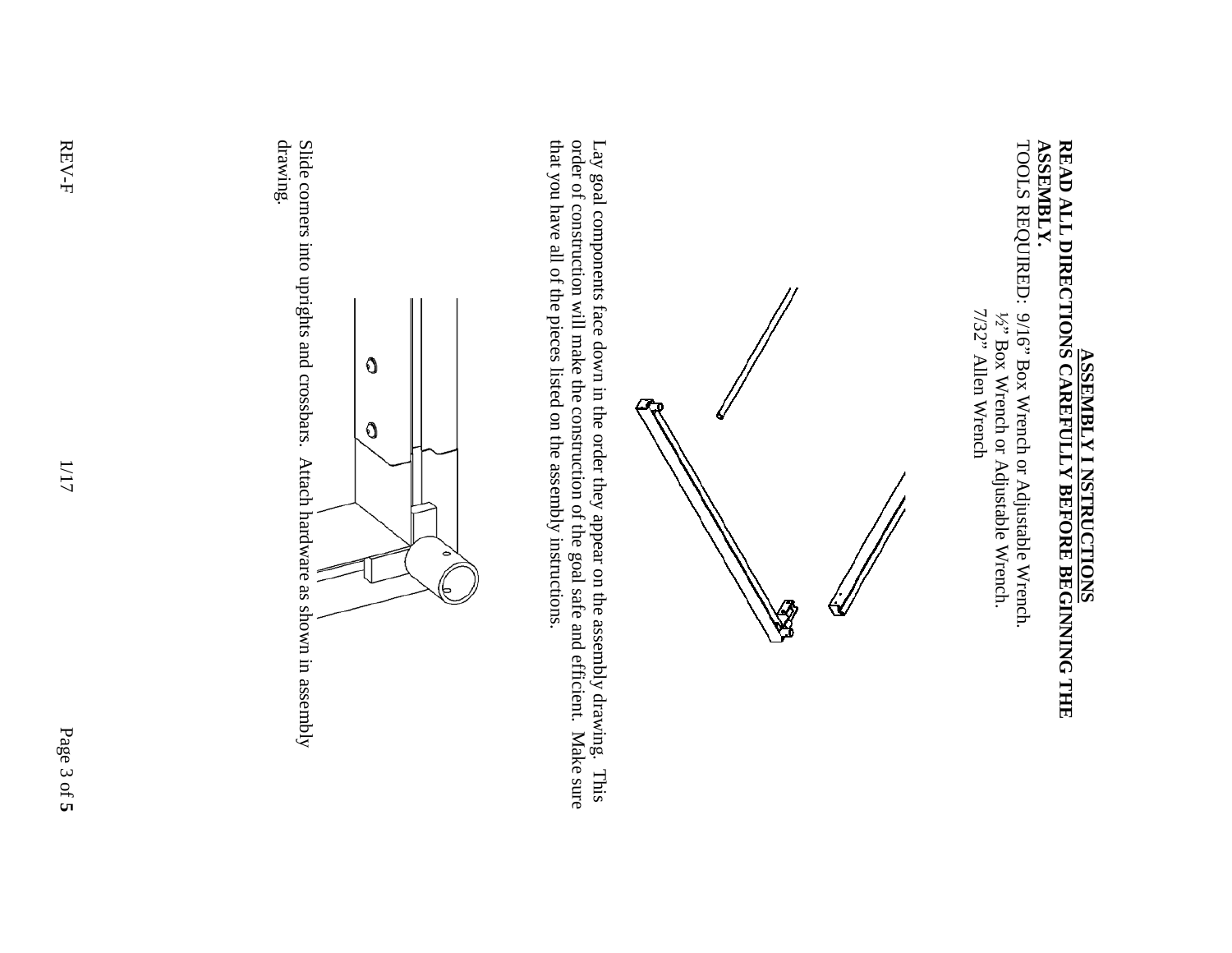# ASSEMBLY INSTRUCTIONS

**READ ALL DIRECTIONS CAREFULLY BEFORE BEGINNING THE ASSEMBLY.**

TOOLS REQUIRED: 9/16" Box Wrench or Adjustable Wrench.
½" Box Wrench or Adjustable Wrench.
7/32" Allen Wrench

Lay goal components face down in the order they appear on the assembly drawing. This order of construction will make the construction of the goal safe and efficient. Make sure that you have all of the pieces listed on the assembly instructions.

Slide corners into uprights and crossbars. Attach hardware as shown in assembly drawing.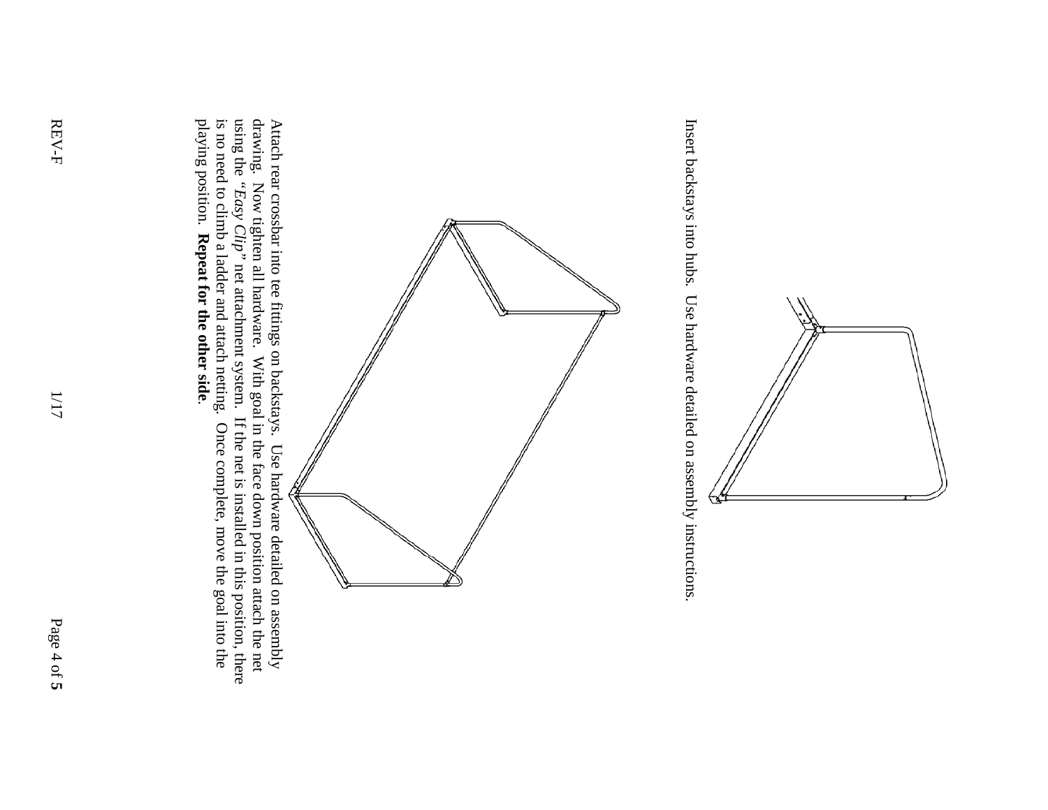Insert backstays into hubs. Use hardware detailed on assembly instructions.

Attach rear crossbar into tee fittings on backstays. Use hardware detailed on assembly drawing. Now tighten all hardware. With goal in the face down position attach the net using the "*Easy Clip*" net attachment system. If the net is installed in this position, there is no need to climb a ladder and attach netting. Once complete, move the goal into the playing position. **Repeat for the other side**.

REV-F 1/17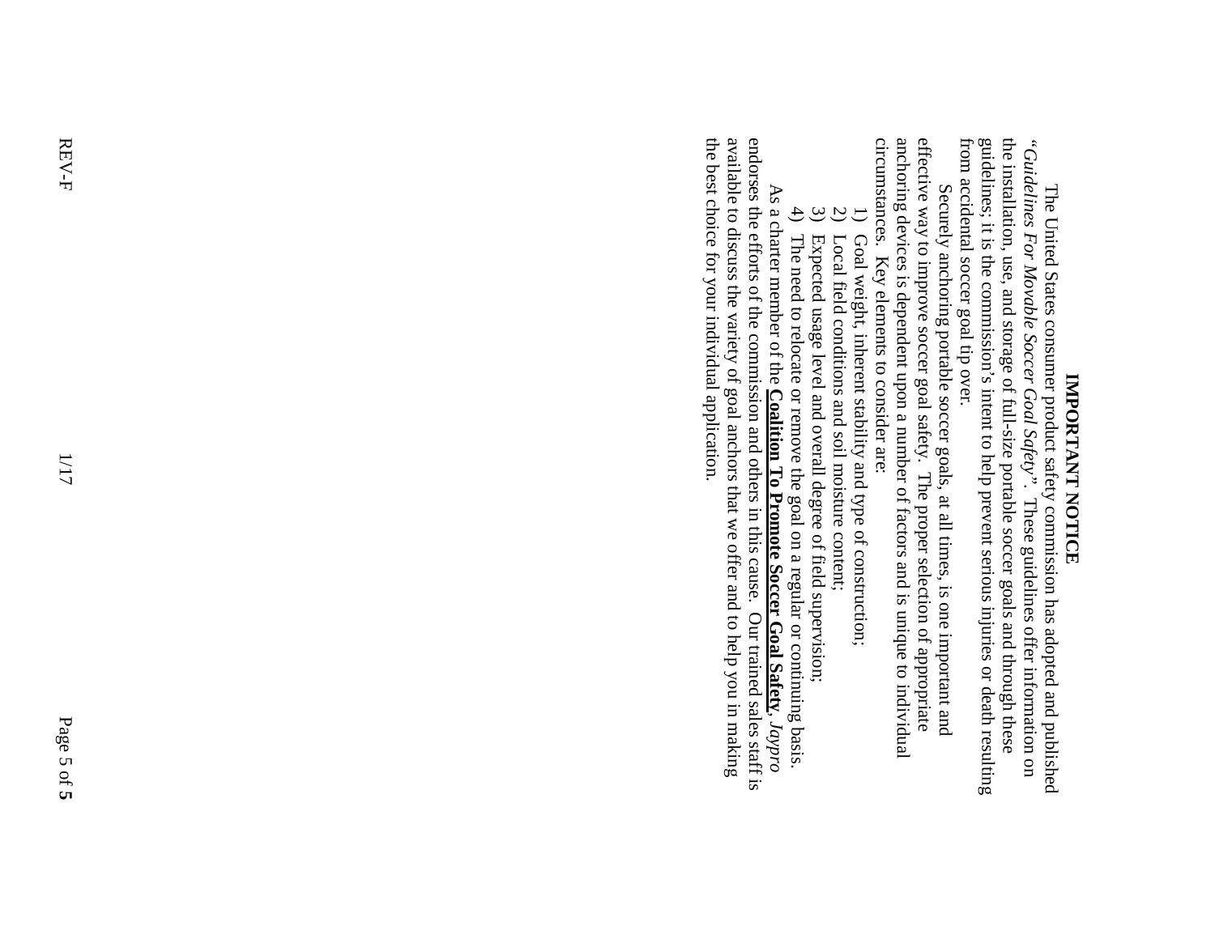# IMPORTANT NOTICE

The United States consumer product safety commission has adopted and published *"Guidelines For Movable Soccer Goal Safety"*. These guidelines offer information on the installation, use, and storage of full-size portable soccer goals and through these guidelines; it is the commission's intent to help prevent serious injuries or death resulting from accidental soccer goal tip over.

Securely anchoring portable soccer goals, at all times, is one important and effective way to improve soccer goal safety. The proper selection of appropriate anchoring devices is dependent upon a number of factors and is unique to individual circumstances. Key elements to consider are:

1) Goal weight, inherent stability and type of construction;
2) Local field conditions and soil moisture content;
3) Expected usage level and overall degree of field supervision;
4) The need to relocate or remove the goal on a regular or continuing basis.

As a charter member of the **Coalition To Promote Soccer Goal Safety**, *Jaypro* endorses the efforts of the commission and others in this cause. Our trained sales staff is available to discuss the variety of goal anchors that we offer and to help you in making the best choice for your individual application.

REV-F 1/17